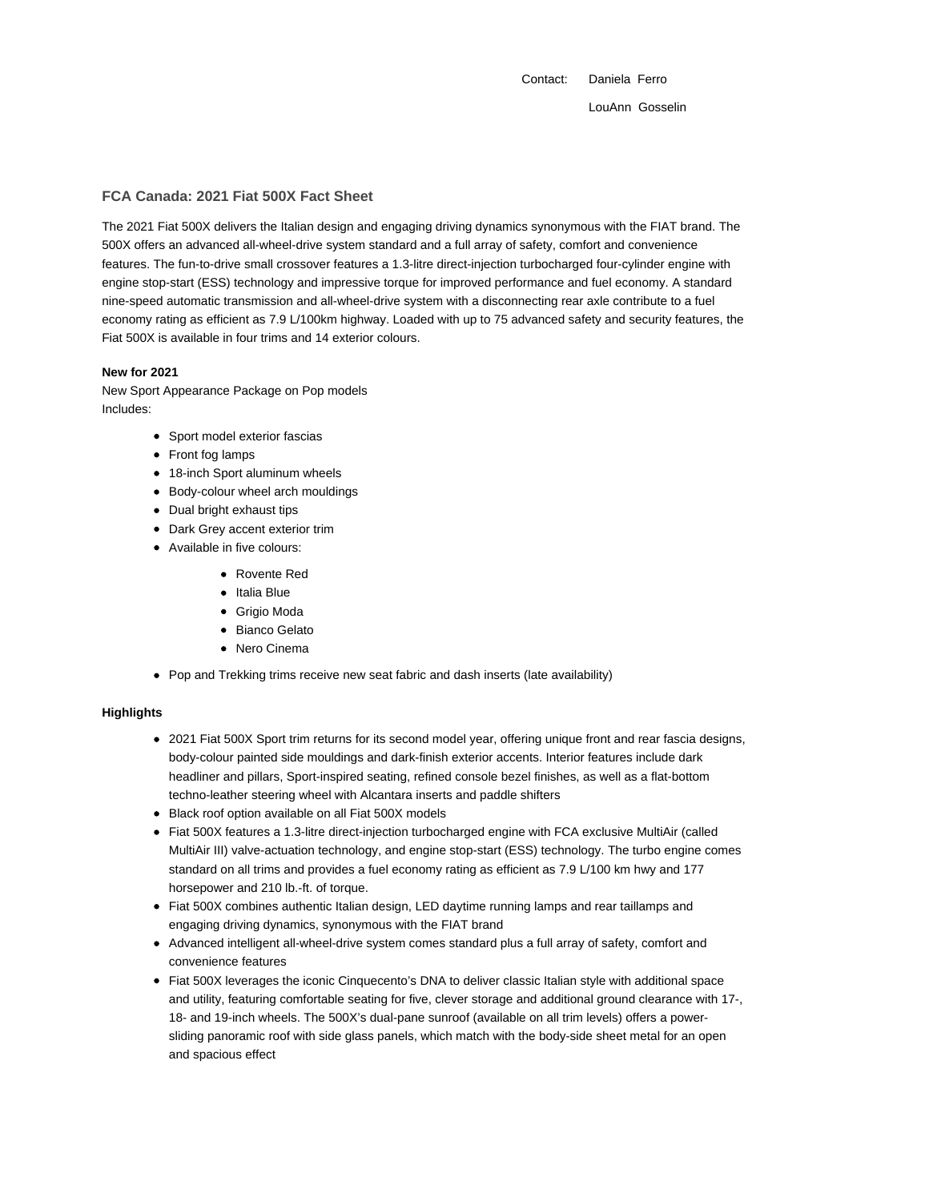Contact: Daniela Ferro

LouAnn Gosselin

## FCA Canada: 2021 Fiat 500X Fact Sheet

The 2021 Fiat 500X delivers the Italian design and engaging driving dynamics synonymous with the FIAT brand. The 500X offers an advanced all-wheel-drive system standard and a full array of safety, comfort and convenience features. The fun-to-drive small crossover features a 1.3-litre direct-injection turbocharged four-cylinder engine with engine stop-start (ESS) technology and impressive torque for improved performance and fuel economy. A standard nine-speed automatic transmission and all-wheel-drive system with a disconnecting rear axle contribute to a fuel economy rating as efficient as 7.9 L/100km highway. Loaded with up to 75 advanced safety and security features, the Fiat 500X is available in four trims and 14 exterior colours.

**New for 2021**

New Sport Appearance Package on Pop models
Includes:

- Sport model exterior fascias
- Front fog lamps
- 18-inch Sport aluminum wheels
- Body-colour wheel arch mouldings
- Dual bright exhaust tips
- Dark Grey accent exterior trim
- Available in five colours:
  - Rovente Red
  - Italia Blue
  - Grigio Moda
  - Bianco Gelato
  - Nero Cinema
- Pop and Trekking trims receive new seat fabric and dash inserts (late availability)

**Highlights**

- 2021 Fiat 500X Sport trim returns for its second model year, offering unique front and rear fascia designs, body-colour painted side mouldings and dark-finish exterior accents. Interior features include dark headliner and pillars, Sport-inspired seating, refined console bezel finishes, as well as a flat-bottom techno-leather steering wheel with Alcantara inserts and paddle shifters
- Black roof option available on all Fiat 500X models
- Fiat 500X features a 1.3-litre direct-injection turbocharged engine with FCA exclusive MultiAir (called MultiAir III) valve-actuation technology, and engine stop-start (ESS) technology. The turbo engine comes standard on all trims and provides a fuel economy rating as efficient as 7.9 L/100 km hwy and 177 horsepower and 210 lb.-ft. of torque.
- Fiat 500X combines authentic Italian design, LED daytime running lamps and rear taillamps and engaging driving dynamics, synonymous with the FIAT brand
- Advanced intelligent all-wheel-drive system comes standard plus a full array of safety, comfort and convenience features
- Fiat 500X leverages the iconic Cinquecento's DNA to deliver classic Italian style with additional space and utility, featuring comfortable seating for five, clever storage and additional ground clearance with 17-, 18- and 19-inch wheels. The 500X's dual-pane sunroof (available on all trim levels) offers a power-sliding panoramic roof with side glass panels, which match with the body-side sheet metal for an open and spacious effect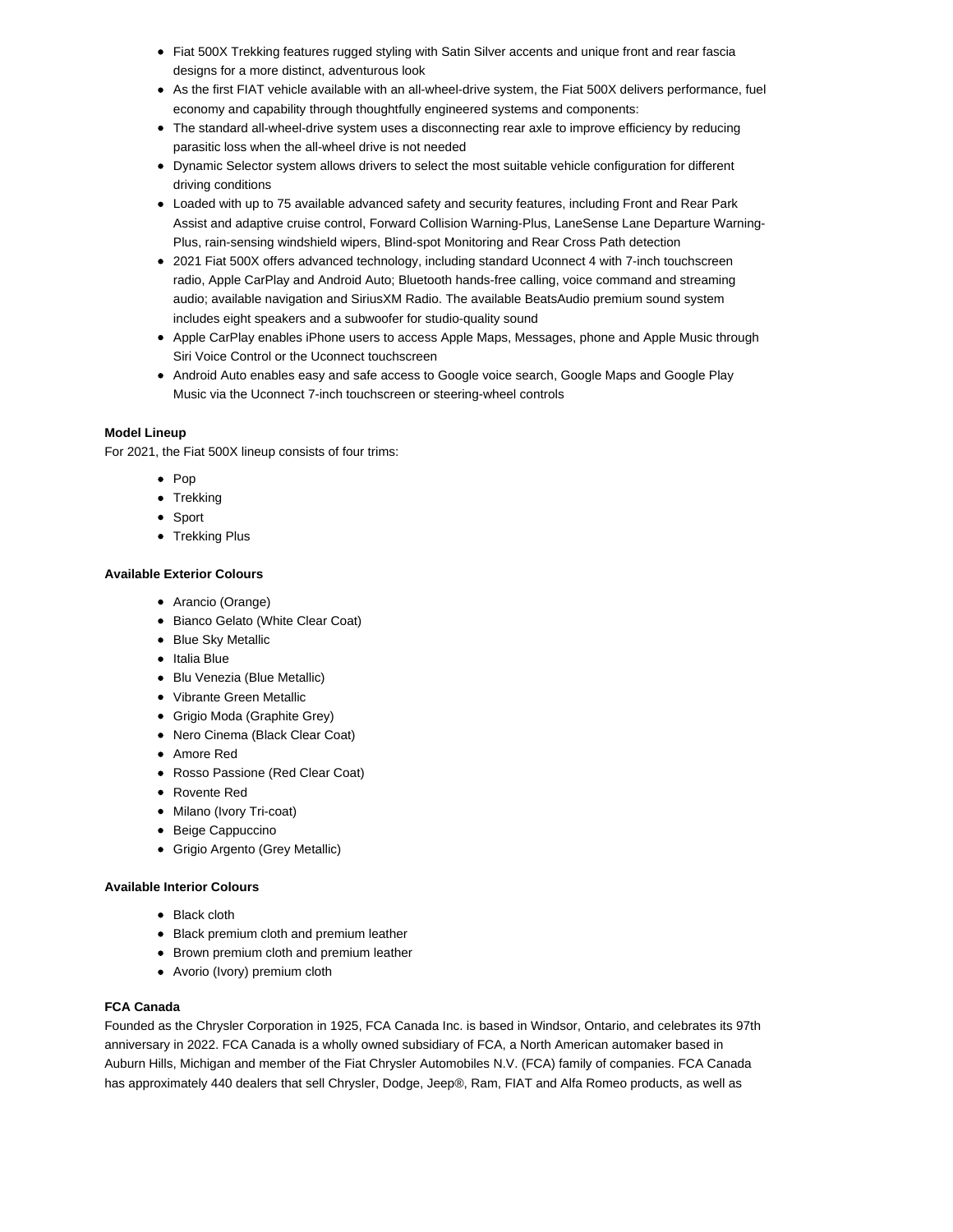- Fiat 500X Trekking features rugged styling with Satin Silver accents and unique front and rear fascia designs for a more distinct, adventurous look
- As the first FIAT vehicle available with an all-wheel-drive system, the Fiat 500X delivers performance, fuel economy and capability through thoughtfully engineered systems and components:
- The standard all-wheel-drive system uses a disconnecting rear axle to improve efficiency by reducing parasitic loss when the all-wheel drive is not needed
- Dynamic Selector system allows drivers to select the most suitable vehicle configuration for different driving conditions
- Loaded with up to 75 available advanced safety and security features, including Front and Rear Park Assist and adaptive cruise control, Forward Collision Warning-Plus, LaneSense Lane Departure Warning-Plus, rain-sensing windshield wipers, Blind-spot Monitoring and Rear Cross Path detection
- 2021 Fiat 500X offers advanced technology, including standard Uconnect 4 with 7-inch touchscreen radio, Apple CarPlay and Android Auto; Bluetooth hands-free calling, voice command and streaming audio; available navigation and SiriusXM Radio. The available BeatsAudio premium sound system includes eight speakers and a subwoofer for studio-quality sound
- Apple CarPlay enables iPhone users to access Apple Maps, Messages, phone and Apple Music through Siri Voice Control or the Uconnect touchscreen
- Android Auto enables easy and safe access to Google voice search, Google Maps and Google Play Music via the Uconnect 7-inch touchscreen or steering-wheel controls

**Model Lineup**

For 2021, the Fiat 500X lineup consists of four trims:

- Pop
- Trekking
- Sport
- Trekking Plus

**Available Exterior Colours**

- Arancio (Orange)
- Bianco Gelato (White Clear Coat)
- Blue Sky Metallic
- Italia Blue
- Blu Venezia (Blue Metallic)
- Vibrante Green Metallic
- Grigio Moda (Graphite Grey)
- Nero Cinema (Black Clear Coat)
- Amore Red
- Rosso Passione (Red Clear Coat)
- Rovente Red
- Milano (Ivory Tri-coat)
- Beige Cappuccino
- Grigio Argento (Grey Metallic)

**Available Interior Colours**

- Black cloth
- Black premium cloth and premium leather
- Brown premium cloth and premium leather
- Avorio (Ivory) premium cloth

**FCA Canada**

Founded as the Chrysler Corporation in 1925, FCA Canada Inc. is based in Windsor, Ontario, and celebrates its 97th anniversary in 2022. FCA Canada is a wholly owned subsidiary of FCA, a North American automaker based in Auburn Hills, Michigan and member of the Fiat Chrysler Automobiles N.V. (FCA) family of companies. FCA Canada has approximately 440 dealers that sell Chrysler, Dodge, Jeep®, Ram, FIAT and Alfa Romeo products, as well as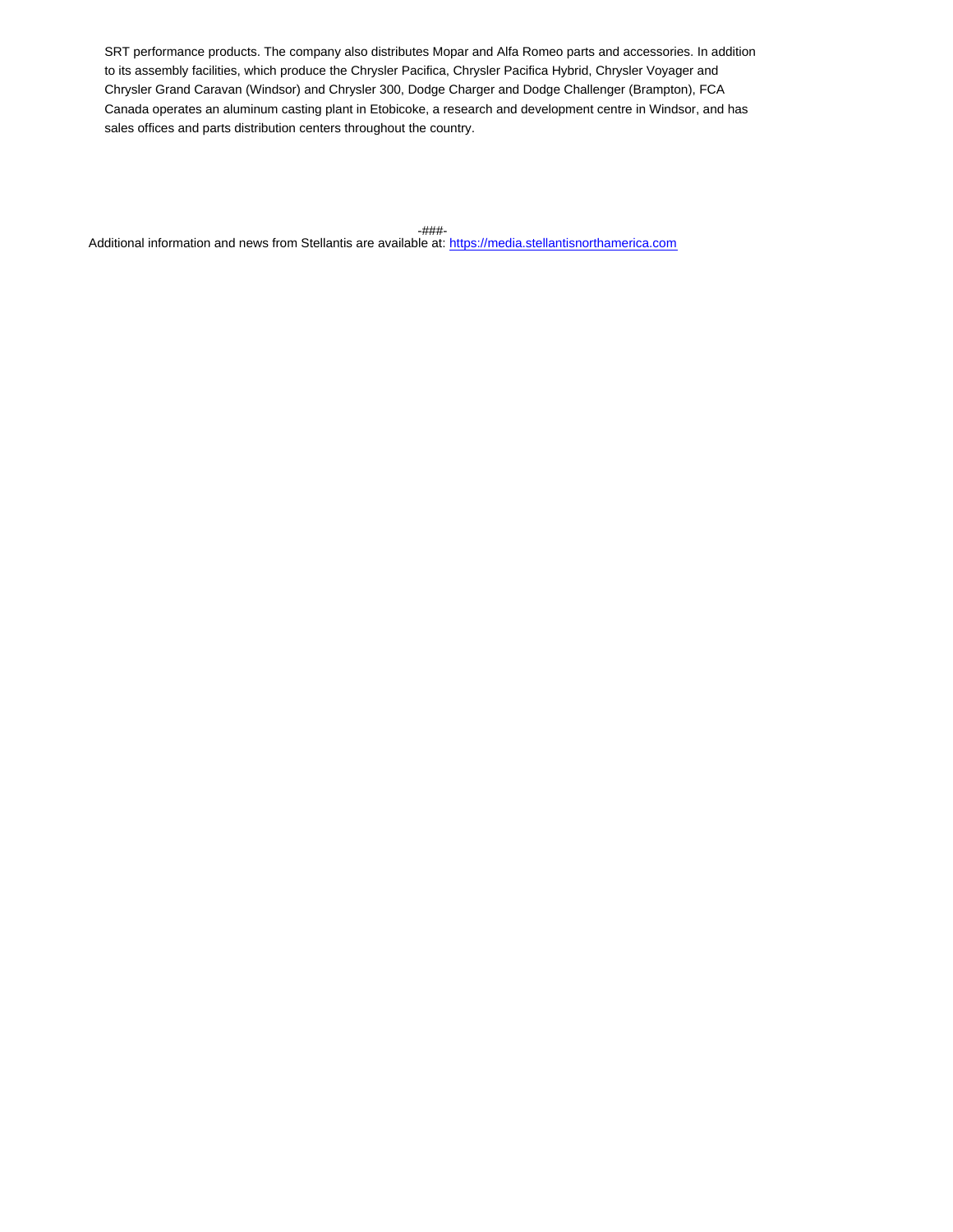SRT performance products. The company also distributes Mopar and Alfa Romeo parts and accessories. In addition to its assembly facilities, which produce the Chrysler Pacifica, Chrysler Pacifica Hybrid, Chrysler Voyager and Chrysler Grand Caravan (Windsor) and Chrysler 300, Dodge Charger and Dodge Challenger (Brampton), FCA Canada operates an aluminum casting plant in Etobicoke, a research and development centre in Windsor, and has sales offices and parts distribution centers throughout the country.

-###-

Additional information and news from Stellantis are available at: [https://media.stellantisnorthamerica.com](https://media.stellantisnorthamerica.com)